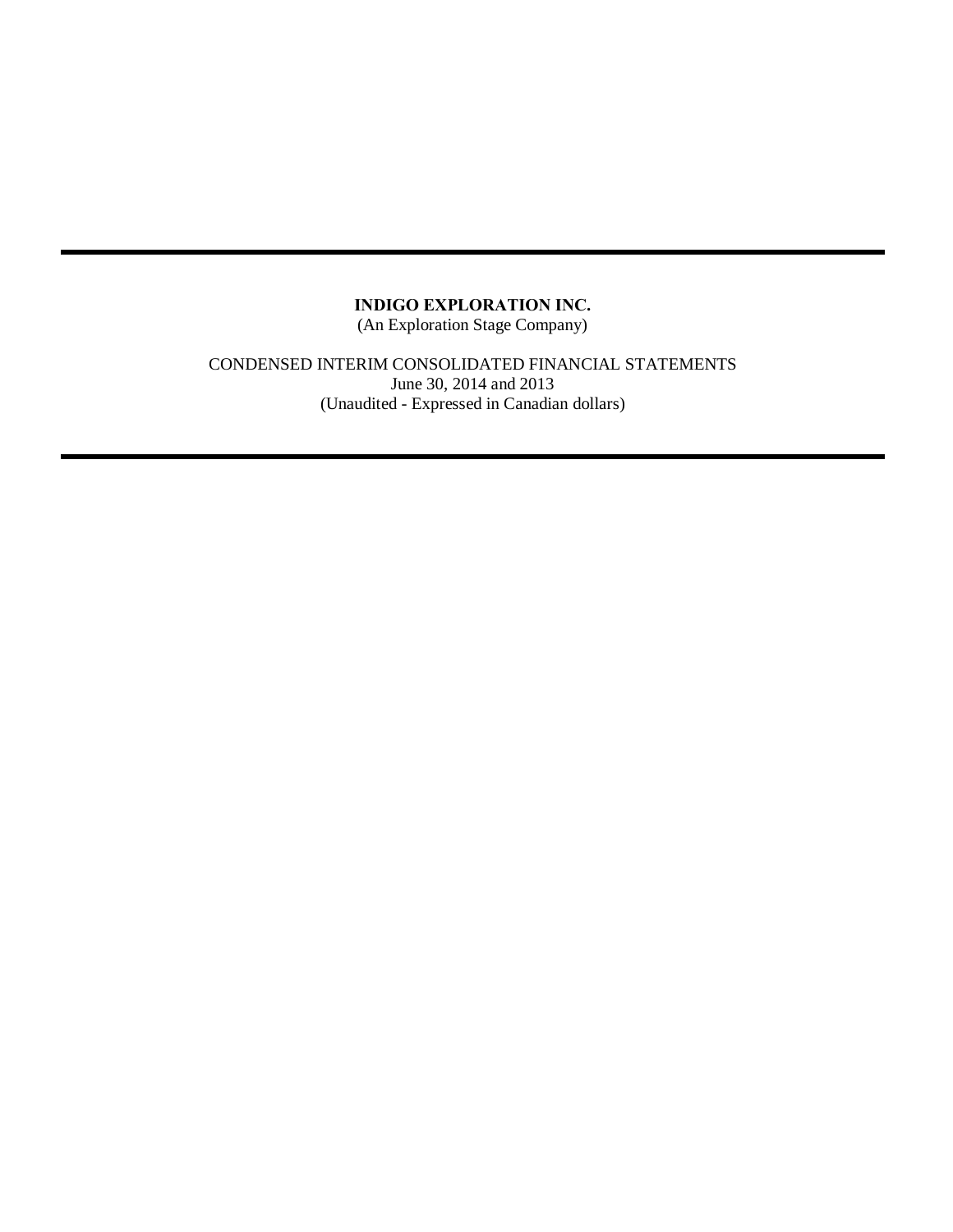# INDIGO EXPLORATION INC.

(An Exploration Stage Company)

CONDENSED INTERIM CONSOLIDATED FINANCIAL STATEMENTS

June 30, 2014 and 2013

(Unaudited - Expressed in Canadian dollars)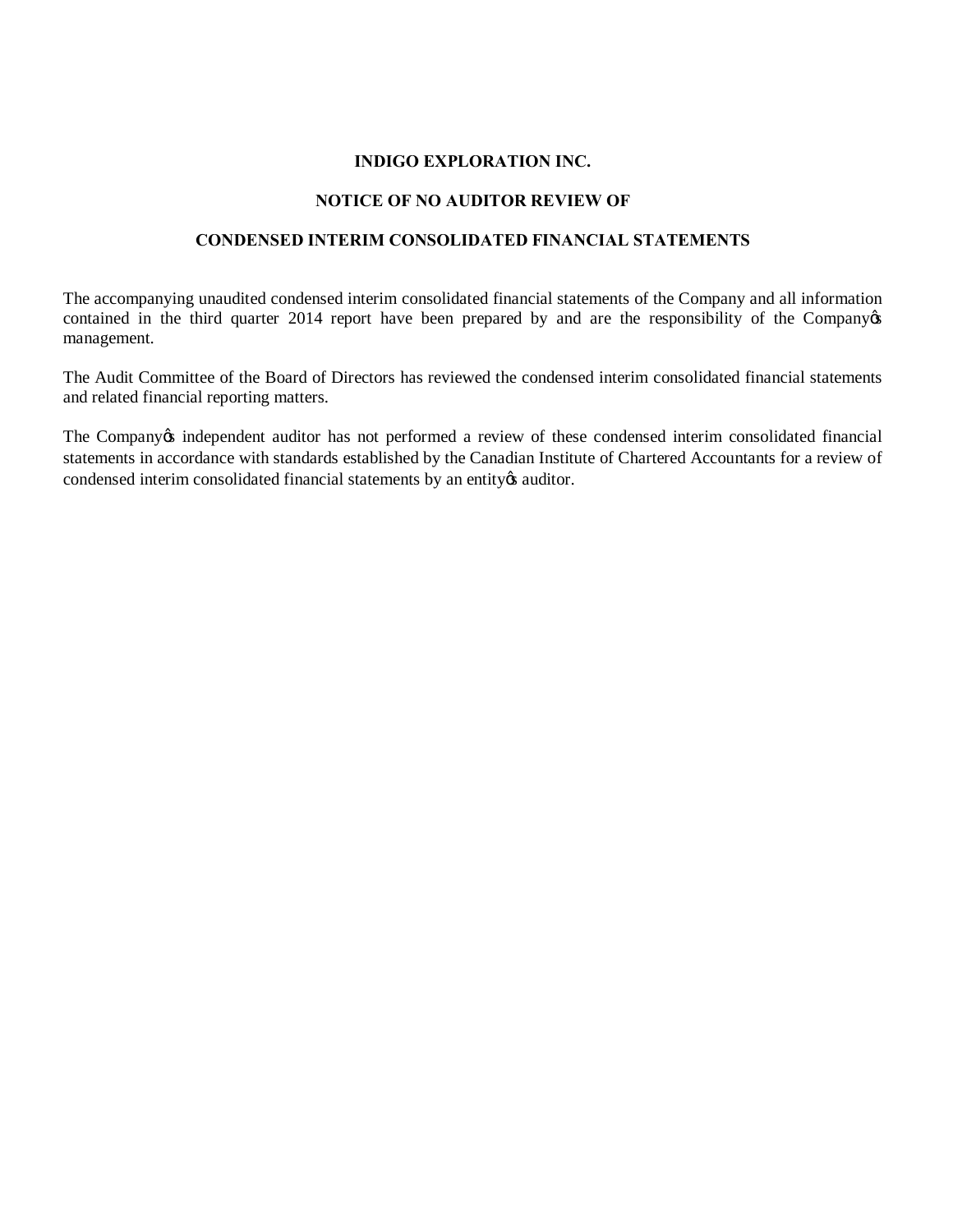**INDIGO EXPLORATION INC.**

**NOTICE OF NO AUDITOR REVIEW OF**

**CONDENSED INTERIM CONSOLIDATED FINANCIAL STATEMENTS**

The accompanying unaudited condensed interim consolidated financial statements of the Company and all information contained in the third quarter 2014 report have been prepared by and are the responsibility of the Company's management.

The Audit Committee of the Board of Directors has reviewed the condensed interim consolidated financial statements and related financial reporting matters.

The Company's independent auditor has not performed a review of these condensed interim consolidated financial statements in accordance with standards established by the Canadian Institute of Chartered Accountants for a review of condensed interim consolidated financial statements by an entity's auditor.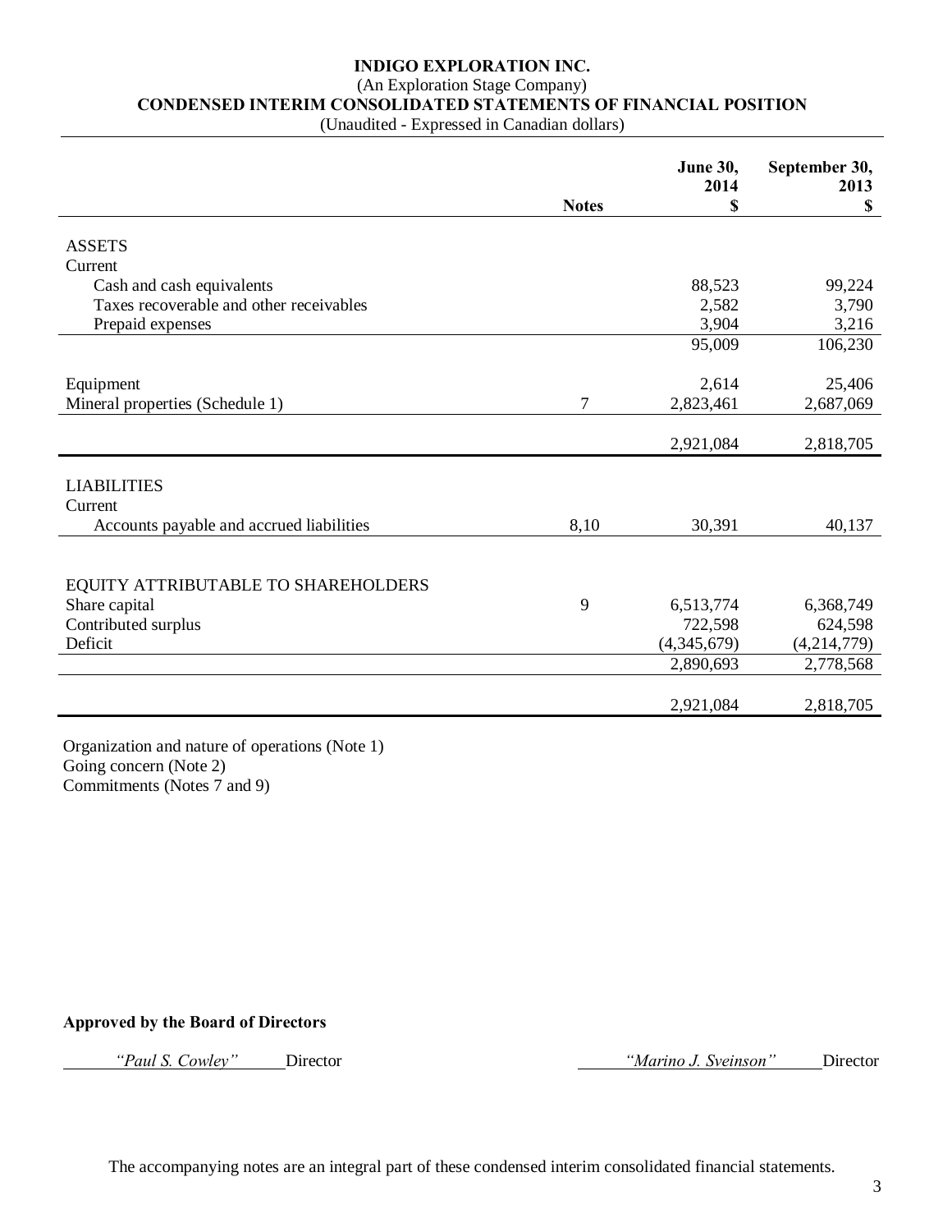**INDIGO EXPLORATION INC.**
(An Exploration Stage Company)
**CONDENSED INTERIM CONSOLIDATED STATEMENTS OF FINANCIAL POSITION**
(Unaudited - Expressed in Canadian dollars)

| | Notes | June 30, 2014 $ | September 30, 2013 $ |
|---|---|---|---|
| ASSETS | | | |
| Current | | | |
| Cash and cash equivalents | | 88,523 | 99,224 |
| Taxes recoverable and other receivables | | 2,582 | 3,790 |
| Prepaid expenses | | 3,904 | 3,216 |
| | | 95,009 | 106,230 |
| Equipment | | 2,614 | 25,406 |
| Mineral properties (Schedule 1) | 7 | 2,823,461 | 2,687,069 |
| | | 2,921,084 | 2,818,705 |
| LIABILITIES | | | |
| Current | | | |
| Accounts payable and accrued liabilities | 8,10 | 30,391 | 40,137 |
| EQUITY ATTRIBUTABLE TO SHAREHOLDERS | | | |
| Share capital | 9 | 6,513,774 | 6,368,749 |
| Contributed surplus | | 722,598 | 624,598 |
| Deficit | | (4,345,679) | (4,214,779) |
| | | 2,890,693 | 2,778,568 |
| | | 2,921,084 | 2,818,705 |

Organization and nature of operations (Note 1)
Going concern (Note 2)
Commitments (Notes 7 and 9)

**Approved by the Board of Directors**

*"Paul S. Cowley"* Director    *"Marino J. Sveinson"* Director

The accompanying notes are an integral part of these condensed interim consolidated financial statements.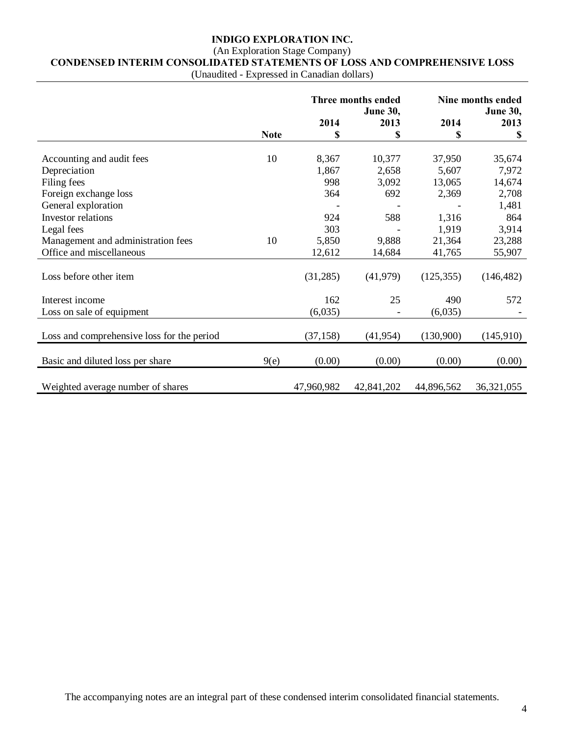# INDIGO EXPLORATION INC.

(An Exploration Stage Company)

## CONDENSED INTERIM CONSOLIDATED STATEMENTS OF LOSS AND COMPREHENSIVE LOSS

(Unaudited - Expressed in Canadian dollars)

| | Note | Three months ended June 30, 2014 $ | Three months ended June 30, 2013 $ | Nine months ended June 30, 2014 $ | Nine months ended June 30, 2013 $ |
|---|---|---|---|---|---|
| Accounting and audit fees | 10 | 8,367 | 10,377 | 37,950 | 35,674 |
| Depreciation | | 1,867 | 2,658 | 5,607 | 7,972 |
| Filing fees | | 998 | 3,092 | 13,065 | 14,674 |
| Foreign exchange loss | | 364 | 692 | 2,369 | 2,708 |
| General exploration | | - | - | - | 1,481 |
| Investor relations | | 924 | 588 | 1,316 | 864 |
| Legal fees | | 303 | - | 1,919 | 3,914 |
| Management and administration fees | 10 | 5,850 | 9,888 | 21,364 | 23,288 |
| Office and miscellaneous | | 12,612 | 14,684 | 41,765 | 55,907 |
| Loss before other item | | (31,285) | (41,979) | (125,355) | (146,482) |
| Interest income | | 162 | 25 | 490 | 572 |
| Loss on sale of equipment | | (6,035) | - | (6,035) | - |
| Loss and comprehensive loss for the period | | (37,158) | (41,954) | (130,900) | (145,910) |
| Basic and diluted loss per share | 9(e) | (0.00) | (0.00) | (0.00) | (0.00) |
| Weighted average number of shares | | 47,960,982 | 42,841,202 | 44,896,562 | 36,321,055 |

The accompanying notes are an integral part of these condensed interim consolidated financial statements.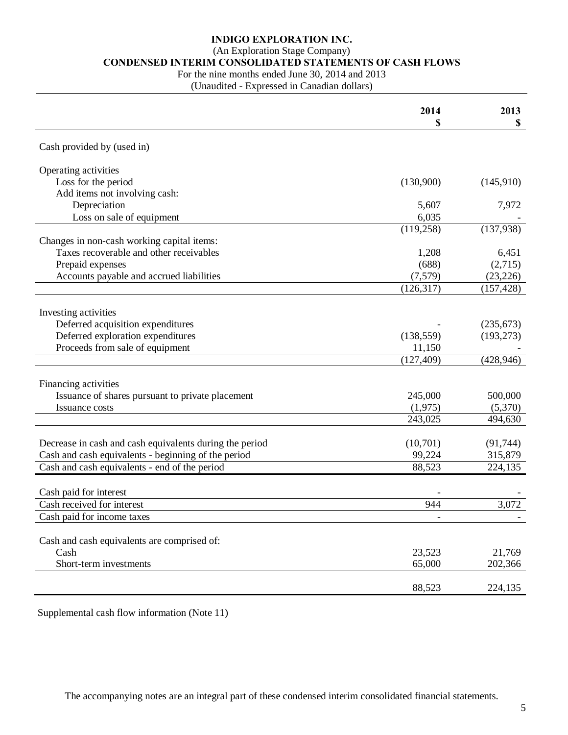# INDIGO EXPLORATION INC.

(An Exploration Stage Company)

**CONDENSED INTERIM CONSOLIDATED STATEMENTS OF CASH FLOWS**

For the nine months ended June 30, 2014 and 2013

(Unaudited - Expressed in Canadian dollars)

| | 2014<br>$ | 2013<br>$ |
|---|---|---|
| Cash provided by (used in) | | |
| Operating activities | | |
| Loss for the period | (130,900) | (145,910) |
| Add items not involving cash: | | |
| Depreciation | 5,607 | 7,972 |
| Loss on sale of equipment | 6,035 | - |
| | (119,258) | (137,938) |
| Changes in non-cash working capital items: | | |
| Taxes recoverable and other receivables | 1,208 | 6,451 |
| Prepaid expenses | (688) | (2,715) |
| Accounts payable and accrued liabilities | (7,579) | (23,226) |
| | (126,317) | (157,428) |
| Investing activities | | |
| Deferred acquisition expenditures | - | (235,673) |
| Deferred exploration expenditures | (138,559) | (193,273) |
| Proceeds from sale of equipment | 11,150 | - |
| | (127,409) | (428,946) |
| Financing activities | | |
| Issuance of shares pursuant to private placement | 245,000 | 500,000 |
| Issuance costs | (1,975) | (5,370) |
| | 243,025 | 494,630 |
| Decrease in cash and cash equivalents during the period | (10,701) | (91,744) |
| Cash and cash equivalents - beginning of the period | 99,224 | 315,879 |
| Cash and cash equivalents - end of the period | 88,523 | 224,135 |
| Cash paid for interest | - | - |
| Cash received for interest | 944 | 3,072 |
| Cash paid for income taxes | - | - |
| Cash and cash equivalents are comprised of: | | |
| Cash | 23,523 | 21,769 |
| Short-term investments | 65,000 | 202,366 |
| | 88,523 | 224,135 |

Supplemental cash flow information (Note 11)

The accompanying notes are an integral part of these condensed interim consolidated financial statements.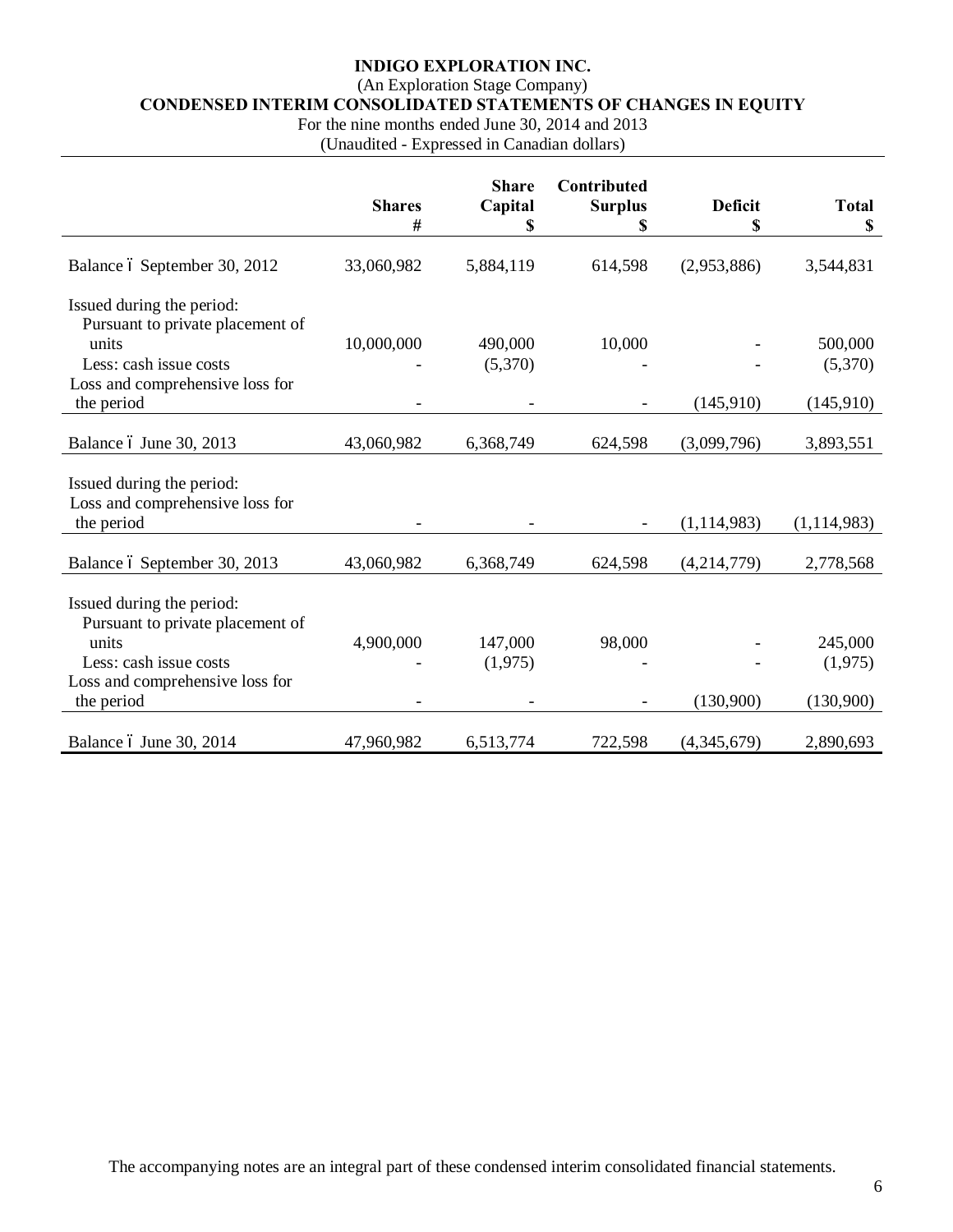**INDIGO EXPLORATION INC.**

(An Exploration Stage Company)

**CONDENSED INTERIM CONSOLIDATED STATEMENTS OF CHANGES IN EQUITY**

For the nine months ended June 30, 2014 and 2013

(Unaudited - Expressed in Canadian dollars)

| | Shares # | Share Capital $ | Contributed Surplus $ | Deficit $ | Total $ |
|---|---|---|---|---|---|
| Balance – September 30, 2012 | 33,060,982 | 5,884,119 | 614,598 | (2,953,886) | 3,544,831 |
| Issued during the period: | | | | | |
| Pursuant to private placement of units | 10,000,000 | 490,000 | 10,000 | - | 500,000 |
| Less: cash issue costs | - | (5,370) | - | - | (5,370) |
| Loss and comprehensive loss for the period | - | - | - | (145,910) | (145,910) |
| Balance – June 30, 2013 | 43,060,982 | 6,368,749 | 624,598 | (3,099,796) | 3,893,551 |
| Issued during the period: | | | | | |
| Loss and comprehensive loss for the period | - | - | - | (1,114,983) | (1,114,983) |
| Balance – September 30, 2013 | 43,060,982 | 6,368,749 | 624,598 | (4,214,779) | 2,778,568 |
| Issued during the period: | | | | | |
| Pursuant to private placement of units | 4,900,000 | 147,000 | 98,000 | - | 245,000 |
| Less: cash issue costs | - | (1,975) | - | - | (1,975) |
| Loss and comprehensive loss for the period | - | - | - | (130,900) | (130,900) |
| Balance – June 30, 2014 | 47,960,982 | 6,513,774 | 722,598 | (4,345,679) | 2,890,693 |

The accompanying notes are an integral part of these condensed interim consolidated financial statements.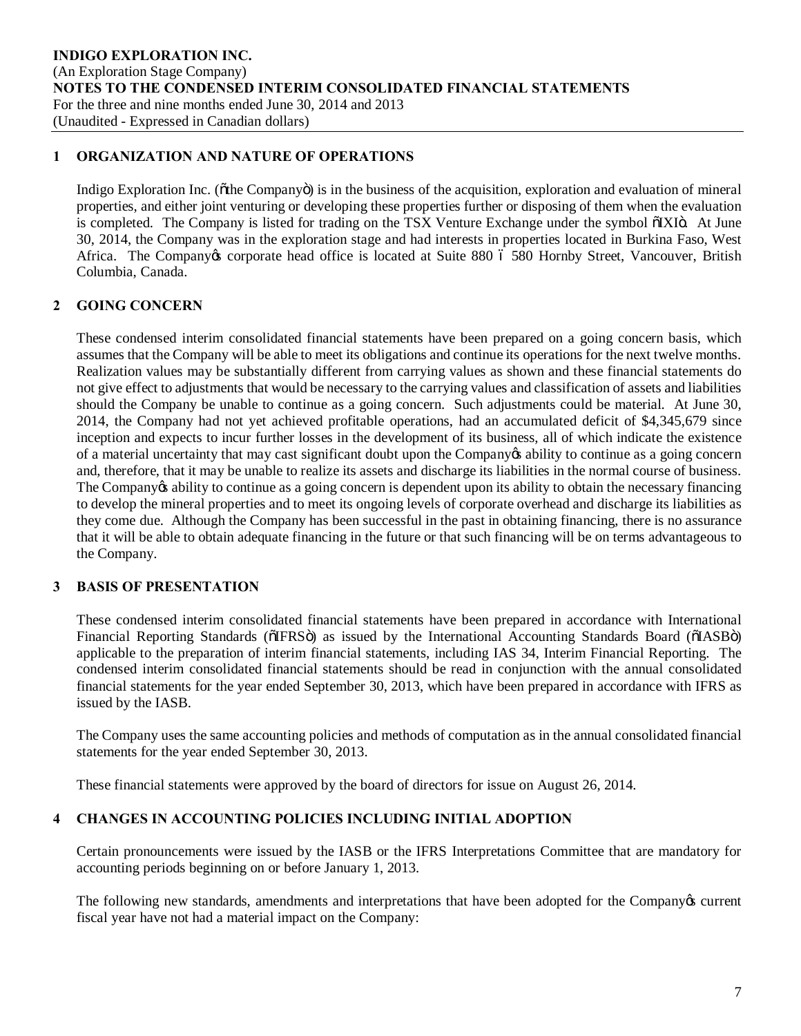**INDIGO EXPLORATION INC.**
(An Exploration Stage Company)
**NOTES TO THE CONDENSED INTERIM CONSOLIDATED FINANCIAL STATEMENTS**
For the three and nine months ended June 30, 2014 and 2013
(Unaudited - Expressed in Canadian dollars)

## 1 ORGANIZATION AND NATURE OF OPERATIONS

Indigo Exploration Inc. ("the Company") is in the business of the acquisition, exploration and evaluation of mineral properties, and either joint venturing or developing these properties further or disposing of them when the evaluation is completed. The Company is listed for trading on the TSX Venture Exchange under the symbol "IXI". At June 30, 2014, the Company was in the exploration stage and had interests in properties located in Burkina Faso, West Africa. The Company's corporate head office is located at Suite 880 – 580 Hornby Street, Vancouver, British Columbia, Canada.

## 2 GOING CONCERN

These condensed interim consolidated financial statements have been prepared on a going concern basis, which assumes that the Company will be able to meet its obligations and continue its operations for the next twelve months. Realization values may be substantially different from carrying values as shown and these financial statements do not give effect to adjustments that would be necessary to the carrying values and classification of assets and liabilities should the Company be unable to continue as a going concern. Such adjustments could be material. At June 30, 2014, the Company had not yet achieved profitable operations, had an accumulated deficit of $4,345,679 since inception and expects to incur further losses in the development of its business, all of which indicate the existence of a material uncertainty that may cast significant doubt upon the Company's ability to continue as a going concern and, therefore, that it may be unable to realize its assets and discharge its liabilities in the normal course of business. The Company's ability to continue as a going concern is dependent upon its ability to obtain the necessary financing to develop the mineral properties and to meet its ongoing levels of corporate overhead and discharge its liabilities as they come due. Although the Company has been successful in the past in obtaining financing, there is no assurance that it will be able to obtain adequate financing in the future or that such financing will be on terms advantageous to the Company.

## 3 BASIS OF PRESENTATION

These condensed interim consolidated financial statements have been prepared in accordance with International Financial Reporting Standards ("IFRS") as issued by the International Accounting Standards Board ("IASB") applicable to the preparation of interim financial statements, including IAS 34, Interim Financial Reporting. The condensed interim consolidated financial statements should be read in conjunction with the annual consolidated financial statements for the year ended September 30, 2013, which have been prepared in accordance with IFRS as issued by the IASB.

The Company uses the same accounting policies and methods of computation as in the annual consolidated financial statements for the year ended September 30, 2013.

These financial statements were approved by the board of directors for issue on August 26, 2014.

## 4 CHANGES IN ACCOUNTING POLICIES INCLUDING INITIAL ADOPTION

Certain pronouncements were issued by the IASB or the IFRS Interpretations Committee that are mandatory for accounting periods beginning on or before January 1, 2013.

The following new standards, amendments and interpretations that have been adopted for the Company's current fiscal year have not had a material impact on the Company: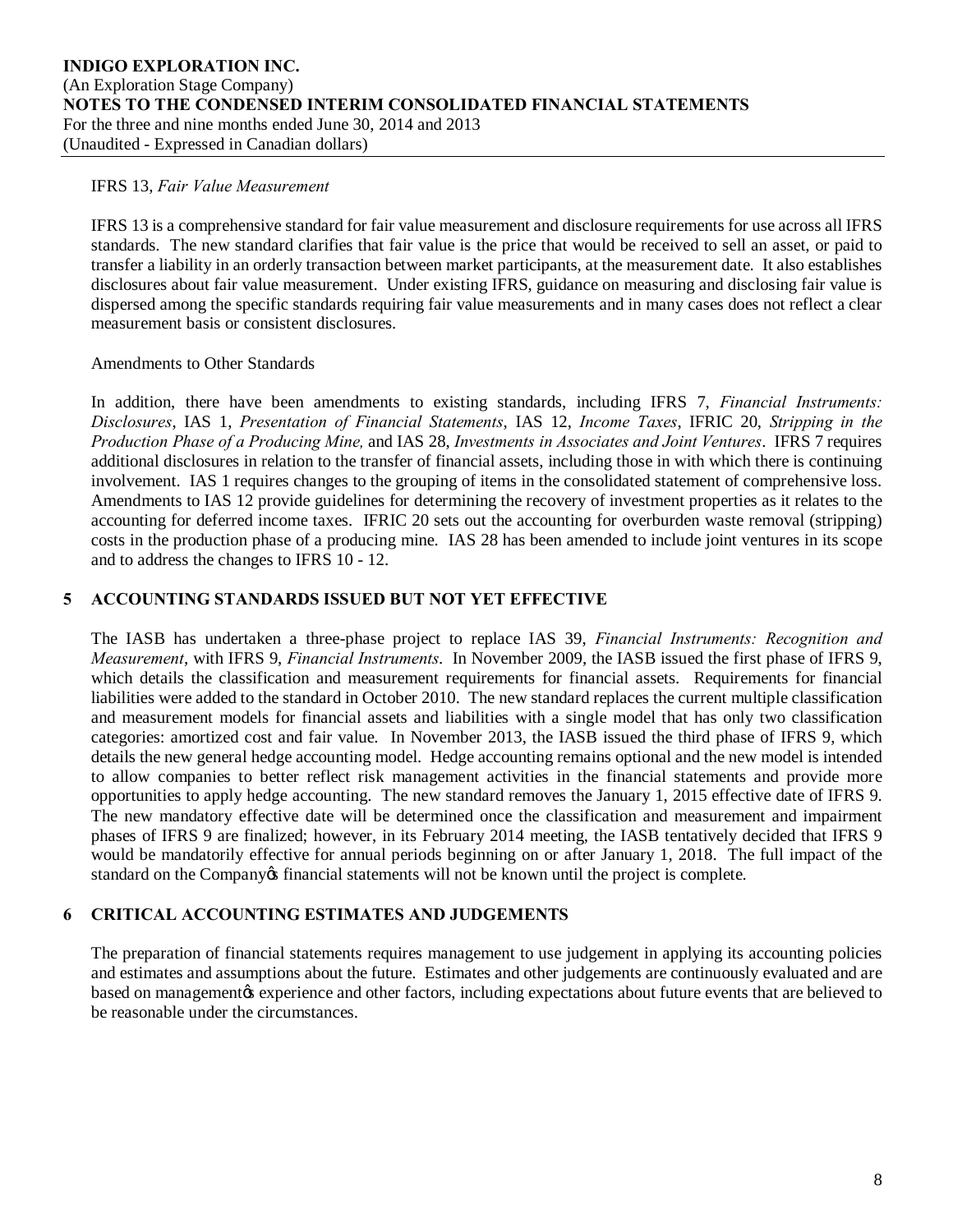IFRS 13, *Fair Value Measurement*

IFRS 13 is a comprehensive standard for fair value measurement and disclosure requirements for use across all IFRS standards. The new standard clarifies that fair value is the price that would be received to sell an asset, or paid to transfer a liability in an orderly transaction between market participants, at the measurement date. It also establishes disclosures about fair value measurement. Under existing IFRS, guidance on measuring and disclosing fair value is dispersed among the specific standards requiring fair value measurements and in many cases does not reflect a clear measurement basis or consistent disclosures.

Amendments to Other Standards

In addition, there have been amendments to existing standards, including IFRS 7, *Financial Instruments: Disclosures*, IAS 1, *Presentation of Financial Statements*, IAS 12, *Income Taxes*, IFRIC 20, *Stripping in the Production Phase of a Producing Mine,* and IAS 28, *Investments in Associates and Joint Ventures*. IFRS 7 requires additional disclosures in relation to the transfer of financial assets, including those in with which there is continuing involvement. IAS 1 requires changes to the grouping of items in the consolidated statement of comprehensive loss. Amendments to IAS 12 provide guidelines for determining the recovery of investment properties as it relates to the accounting for deferred income taxes. IFRIC 20 sets out the accounting for overburden waste removal (stripping) costs in the production phase of a producing mine. IAS 28 has been amended to include joint ventures in its scope and to address the changes to IFRS 10 - 12.

## 5 ACCOUNTING STANDARDS ISSUED BUT NOT YET EFFECTIVE

The IASB has undertaken a three-phase project to replace IAS 39, *Financial Instruments: Recognition and Measurement*, with IFRS 9, *Financial Instruments*. In November 2009, the IASB issued the first phase of IFRS 9, which details the classification and measurement requirements for financial assets. Requirements for financial liabilities were added to the standard in October 2010. The new standard replaces the current multiple classification and measurement models for financial assets and liabilities with a single model that has only two classification categories: amortized cost and fair value. In November 2013, the IASB issued the third phase of IFRS 9, which details the new general hedge accounting model. Hedge accounting remains optional and the new model is intended to allow companies to better reflect risk management activities in the financial statements and provide more opportunities to apply hedge accounting. The new standard removes the January 1, 2015 effective date of IFRS 9. The new mandatory effective date will be determined once the classification and measurement and impairment phases of IFRS 9 are finalized; however, in its February 2014 meeting, the IASB tentatively decided that IFRS 9 would be mandatorily effective for annual periods beginning on or after January 1, 2018. The full impact of the standard on the Company's financial statements will not be known until the project is complete.

## 6 CRITICAL ACCOUNTING ESTIMATES AND JUDGEMENTS

The preparation of financial statements requires management to use judgement in applying its accounting policies and estimates and assumptions about the future. Estimates and other judgements are continuously evaluated and are based on management's experience and other factors, including expectations about future events that are believed to be reasonable under the circumstances.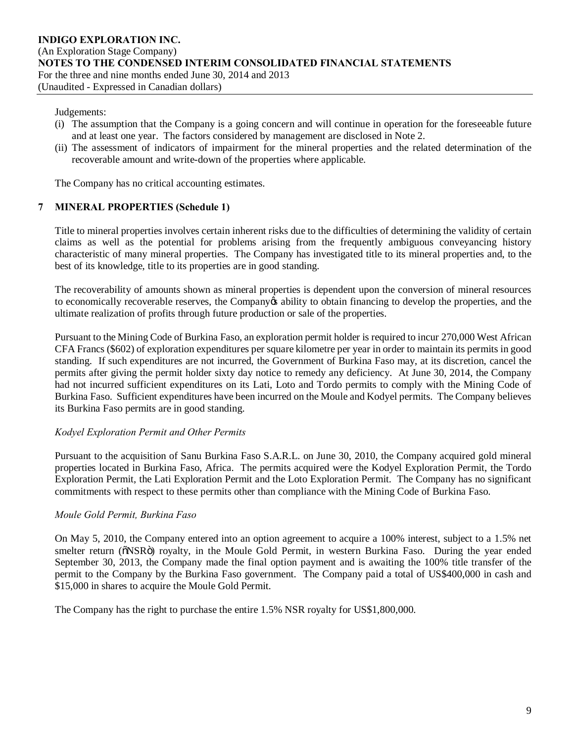Judgements:

(i) The assumption that the Company is a going concern and will continue in operation for the foreseeable future and at least one year. The factors considered by management are disclosed in Note 2.
(ii) The assessment of indicators of impairment for the mineral properties and the related determination of the recoverable amount and write-down of the properties where applicable.

The Company has no critical accounting estimates.

## 7 MINERAL PROPERTIES (Schedule 1)

Title to mineral properties involves certain inherent risks due to the difficulties of determining the validity of certain claims as well as the potential for problems arising from the frequently ambiguous conveyancing history characteristic of many mineral properties. The Company has investigated title to its mineral properties and, to the best of its knowledge, title to its properties are in good standing.

The recoverability of amounts shown as mineral properties is dependent upon the conversion of mineral resources to economically recoverable reserves, the Company's ability to obtain financing to develop the properties, and the ultimate realization of profits through future production or sale of the properties.

Pursuant to the Mining Code of Burkina Faso, an exploration permit holder is required to incur 270,000 West African CFA Francs ($602) of exploration expenditures per square kilometre per year in order to maintain its permits in good standing. If such expenditures are not incurred, the Government of Burkina Faso may, at its discretion, cancel the permits after giving the permit holder sixty day notice to remedy any deficiency. At June 30, 2014, the Company had not incurred sufficient expenditures on its Lati, Loto and Tordo permits to comply with the Mining Code of Burkina Faso. Sufficient expenditures have been incurred on the Moule and Kodyel permits. The Company believes its Burkina Faso permits are in good standing.

*Kodyel Exploration Permit and Other Permits*

Pursuant to the acquisition of Sanu Burkina Faso S.A.R.L. on June 30, 2010, the Company acquired gold mineral properties located in Burkina Faso, Africa. The permits acquired were the Kodyel Exploration Permit, the Tordo Exploration Permit, the Lati Exploration Permit and the Loto Exploration Permit. The Company has no significant commitments with respect to these permits other than compliance with the Mining Code of Burkina Faso.

*Moule Gold Permit, Burkina Faso*

On May 5, 2010, the Company entered into an option agreement to acquire a 100% interest, subject to a 1.5% net smelter return ("NSR") royalty, in the Moule Gold Permit, in western Burkina Faso. During the year ended September 30, 2013, the Company made the final option payment and is awaiting the 100% title transfer of the permit to the Company by the Burkina Faso government. The Company paid a total of US$400,000 in cash and $15,000 in shares to acquire the Moule Gold Permit.

The Company has the right to purchase the entire 1.5% NSR royalty for US$1,800,000.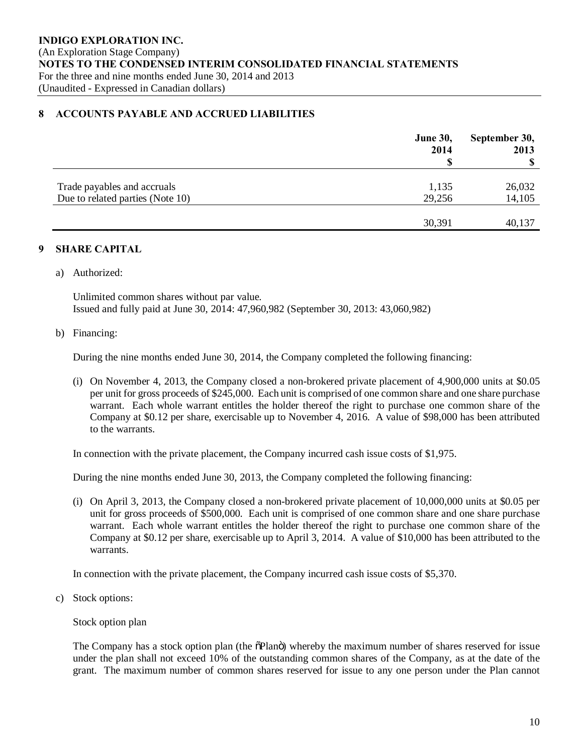# INDIGO EXPLORATION INC.

(An Exploration Stage Company)

**NOTES TO THE CONDENSED INTERIM CONSOLIDATED FINANCIAL STATEMENTS**

For the three and nine months ended June 30, 2014 and 2013

(Unaudited - Expressed in Canadian dollars)

## 8 ACCOUNTS PAYABLE AND ACCRUED LIABILITIES

| | June 30, 2014 $ | September 30, 2013 $ |
|---|---|---|
| Trade payables and accruals | 1,135 | 26,032 |
| Due to related parties (Note 10) | 29,256 | 14,105 |
| | 30,391 | 40,137 |

## 9 SHARE CAPITAL

a) Authorized:

Unlimited common shares without par value.
Issued and fully paid at June 30, 2014: 47,960,982 (September 30, 2013: 43,060,982)

b) Financing:

During the nine months ended June 30, 2014, the Company completed the following financing:

(i) On November 4, 2013, the Company closed a non-brokered private placement of 4,900,000 units at $0.05 per unit for gross proceeds of $245,000. Each unit is comprised of one common share and one share purchase warrant. Each whole warrant entitles the holder thereof the right to purchase one common share of the Company at $0.12 per share, exercisable up to November 4, 2016. A value of $98,000 has been attributed to the warrants.

In connection with the private placement, the Company incurred cash issue costs of $1,975.

During the nine months ended June 30, 2013, the Company completed the following financing:

(i) On April 3, 2013, the Company closed a non-brokered private placement of 10,000,000 units at $0.05 per unit for gross proceeds of $500,000. Each unit is comprised of one common share and one share purchase warrant. Each whole warrant entitles the holder thereof the right to purchase one common share of the Company at $0.12 per share, exercisable up to April 3, 2014. A value of $10,000 has been attributed to the warrants.

In connection with the private placement, the Company incurred cash issue costs of $5,370.

c) Stock options:

Stock option plan

The Company has a stock option plan (the "Plan") whereby the maximum number of shares reserved for issue under the plan shall not exceed 10% of the outstanding common shares of the Company, as at the date of the grant. The maximum number of common shares reserved for issue to any one person under the Plan cannot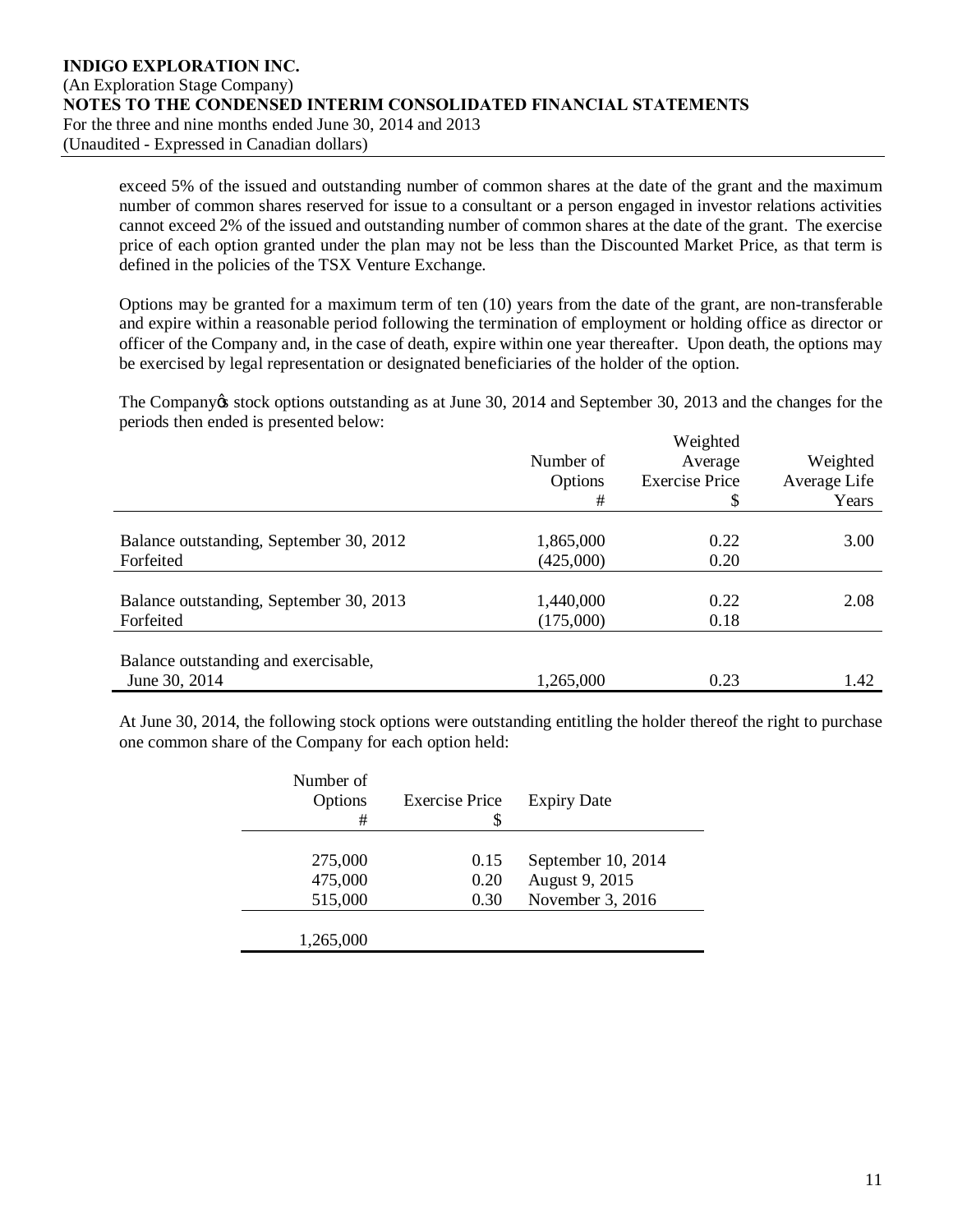exceed 5% of the issued and outstanding number of common shares at the date of the grant and the maximum number of common shares reserved for issue to a consultant or a person engaged in investor relations activities cannot exceed 2% of the issued and outstanding number of common shares at the date of the grant. The exercise price of each option granted under the plan may not be less than the Discounted Market Price, as that term is defined in the policies of the TSX Venture Exchange.

Options may be granted for a maximum term of ten (10) years from the date of the grant, are non-transferable and expire within a reasonable period following the termination of employment or holding office as director or officer of the Company and, in the case of death, expire within one year thereafter. Upon death, the options may be exercised by legal representation or designated beneficiaries of the holder of the option.

The Company's stock options outstanding as at June 30, 2014 and September 30, 2013 and the changes for the periods then ended is presented below:

| | Number of Options # | Weighted Average Exercise Price $ | Weighted Average Life Years |
|---|---|---|---|
| Balance outstanding, September 30, 2012 | 1,865,000 | 0.22 | 3.00 |
| Forfeited | (425,000) | 0.20 | |
| Balance outstanding, September 30, 2013 | 1,440,000 | 0.22 | 2.08 |
| Forfeited | (175,000) | 0.18 | |
| Balance outstanding and exercisable, June 30, 2014 | 1,265,000 | 0.23 | 1.42 |

At June 30, 2014, the following stock options were outstanding entitling the holder thereof the right to purchase one common share of the Company for each option held:

| Number of Options # | Exercise Price $ | Expiry Date |
|---|---|---|
| 275,000 | 0.15 | September 10, 2014 |
| 475,000 | 0.20 | August 9, 2015 |
| 515,000 | 0.30 | November 3, 2016 |
| 1,265,000 | | |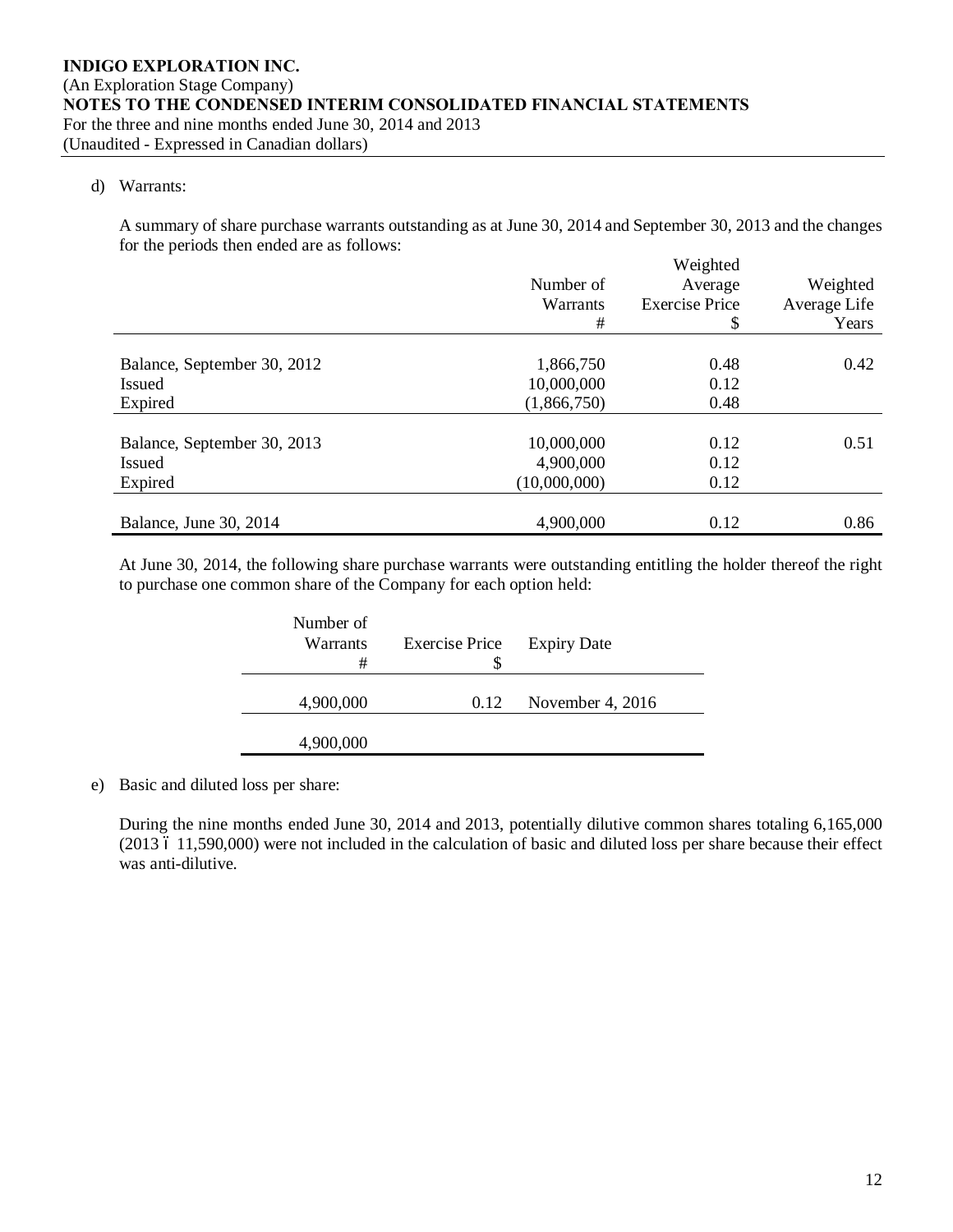d) Warrants:

A summary of share purchase warrants outstanding as at June 30, 2014 and September 30, 2013 and the changes for the periods then ended are as follows:

| | Number of Warrants # | Weighted Average Exercise Price $ | Weighted Average Life Years |
|---|---|---|---|
| Balance, September 30, 2012 | 1,866,750 | 0.48 | 0.42 |
| Issued | 10,000,000 | 0.12 | |
| Expired | (1,866,750) | 0.48 | |
| Balance, September 30, 2013 | 10,000,000 | 0.12 | 0.51 |
| Issued | 4,900,000 | 0.12 | |
| Expired | (10,000,000) | 0.12 | |
| Balance, June 30, 2014 | 4,900,000 | 0.12 | 0.86 |

At June 30, 2014, the following share purchase warrants were outstanding entitling the holder thereof the right to purchase one common share of the Company for each option held:

| Number of Warrants # | Exercise Price $ | Expiry Date |
|---|---|---|
| 4,900,000 | 0.12 | November 4, 2016 |
| 4,900,000 | | |

e) Basic and diluted loss per share:

During the nine months ended June 30, 2014 and 2013, potentially dilutive common shares totaling 6,165,000 (2013 – 11,590,000) were not included in the calculation of basic and diluted loss per share because their effect was anti-dilutive.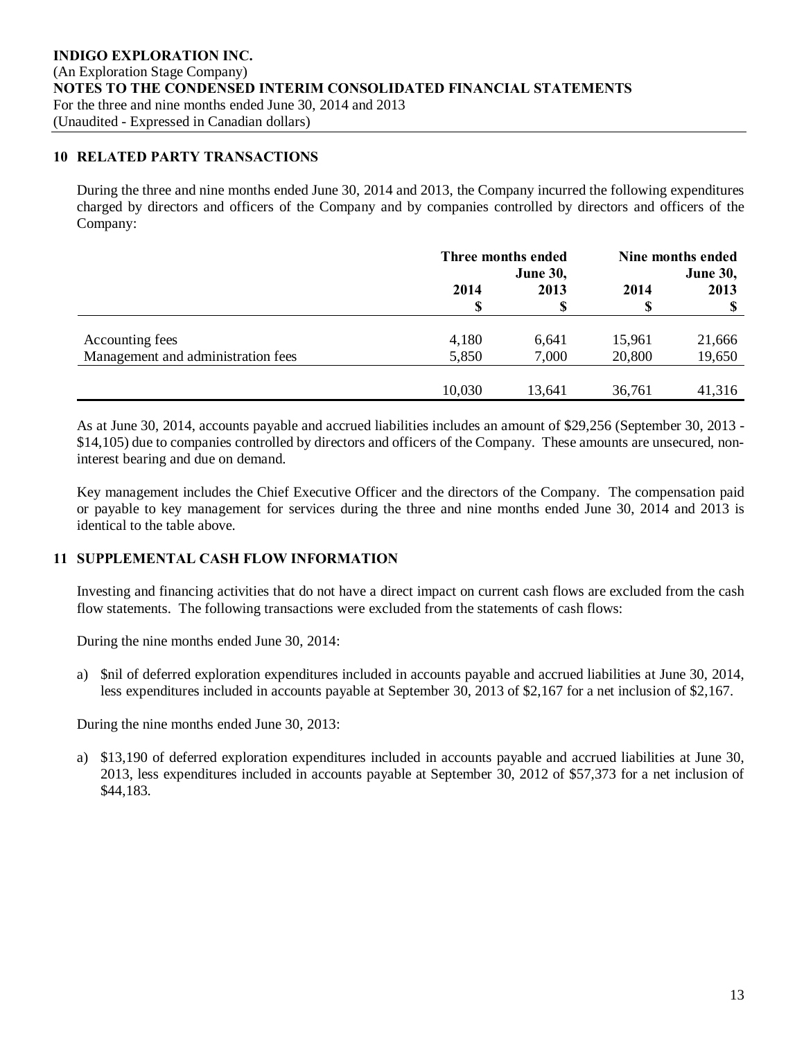**INDIGO EXPLORATION INC.**
(An Exploration Stage Company)
**NOTES TO THE CONDENSED INTERIM CONSOLIDATED FINANCIAL STATEMENTS**
For the three and nine months ended June 30, 2014 and 2013
(Unaudited - Expressed in Canadian dollars)

## 10 RELATED PARTY TRANSACTIONS

During the three and nine months ended June 30, 2014 and 2013, the Company incurred the following expenditures charged by directors and officers of the Company and by companies controlled by directors and officers of the Company:

| | Three months ended June 30, | | Nine months ended June 30, | |
|---|---|---|---|---|
| | 2014 | 2013 | 2014 | 2013 |
| | $ | $ | $ | $ |
| Accounting fees | 4,180 | 6,641 | 15,961 | 21,666 |
| Management and administration fees | 5,850 | 7,000 | 20,800 | 19,650 |
| | 10,030 | 13,641 | 36,761 | 41,316 |

As at June 30, 2014, accounts payable and accrued liabilities includes an amount of $29,256 (September 30, 2013 - $14,105) due to companies controlled by directors and officers of the Company. These amounts are unsecured, non-interest bearing and due on demand.

Key management includes the Chief Executive Officer and the directors of the Company. The compensation paid or payable to key management for services during the three and nine months ended June 30, 2014 and 2013 is identical to the table above.

## 11 SUPPLEMENTAL CASH FLOW INFORMATION

Investing and financing activities that do not have a direct impact on current cash flows are excluded from the cash flow statements. The following transactions were excluded from the statements of cash flows:

During the nine months ended June 30, 2014:

a) $nil of deferred exploration expenditures included in accounts payable and accrued liabilities at June 30, 2014, less expenditures included in accounts payable at September 30, 2013 of $2,167 for a net inclusion of $2,167.

During the nine months ended June 30, 2013:

a) $13,190 of deferred exploration expenditures included in accounts payable and accrued liabilities at June 30, 2013, less expenditures included in accounts payable at September 30, 2012 of $57,373 for a net inclusion of $44,183.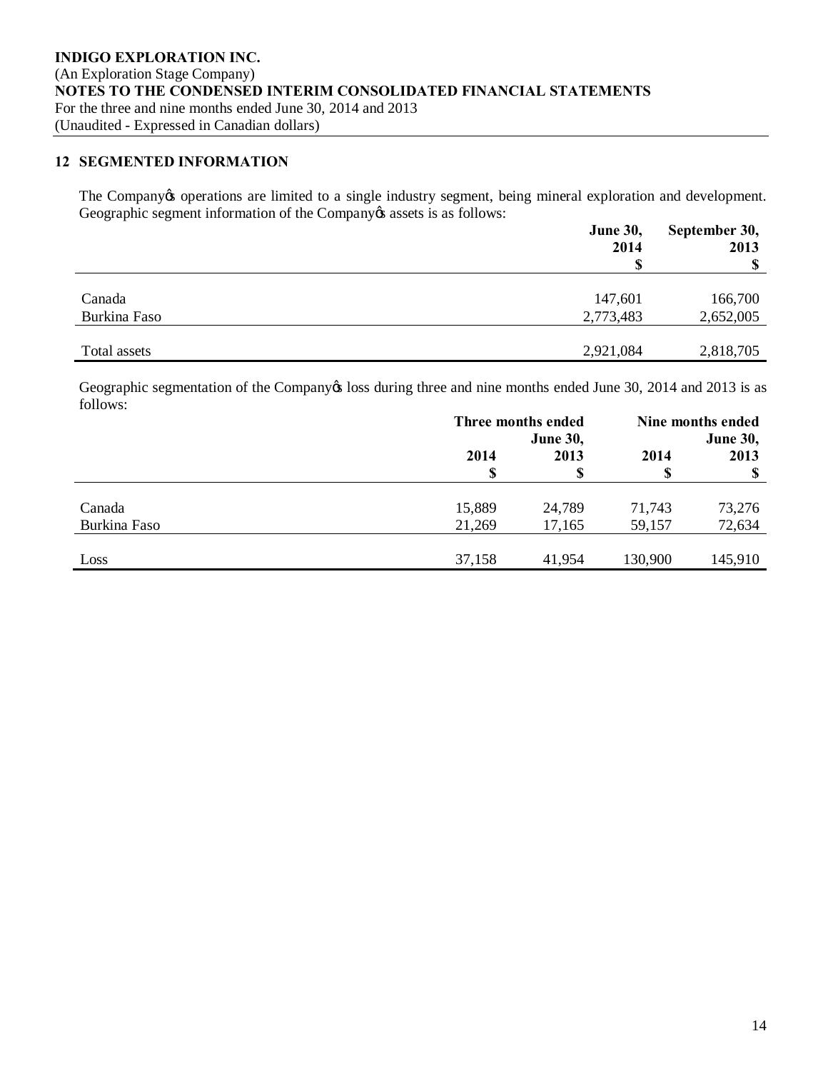**INDIGO EXPLORATION INC.**
(An Exploration Stage Company)
**NOTES TO THE CONDENSED INTERIM CONSOLIDATED FINANCIAL STATEMENTS**
For the three and nine months ended June 30, 2014 and 2013
(Unaudited - Expressed in Canadian dollars)

## 12 SEGMENTED INFORMATION

The Company’s operations are limited to a single industry segment, being mineral exploration and development. Geographic segment information of the Company’s assets is as follows:

| | June 30, 2014 $ | September 30, 2013 $ |
|---|---|---|
| Canada | 147,601 | 166,700 |
| Burkina Faso | 2,773,483 | 2,652,005 |
| Total assets | 2,921,084 | 2,818,705 |

Geographic segmentation of the Company’s loss during three and nine months ended June 30, 2014 and 2013 is as follows:

| | Three months ended June 30, | | Nine months ended June 30, | |
|---|---|---|---|---|
| | 2014 $ | 2013 $ | 2014 $ | 2013 $ |
| Canada | 15,889 | 24,789 | 71,743 | 73,276 |
| Burkina Faso | 21,269 | 17,165 | 59,157 | 72,634 |
| Loss | 37,158 | 41,954 | 130,900 | 145,910 |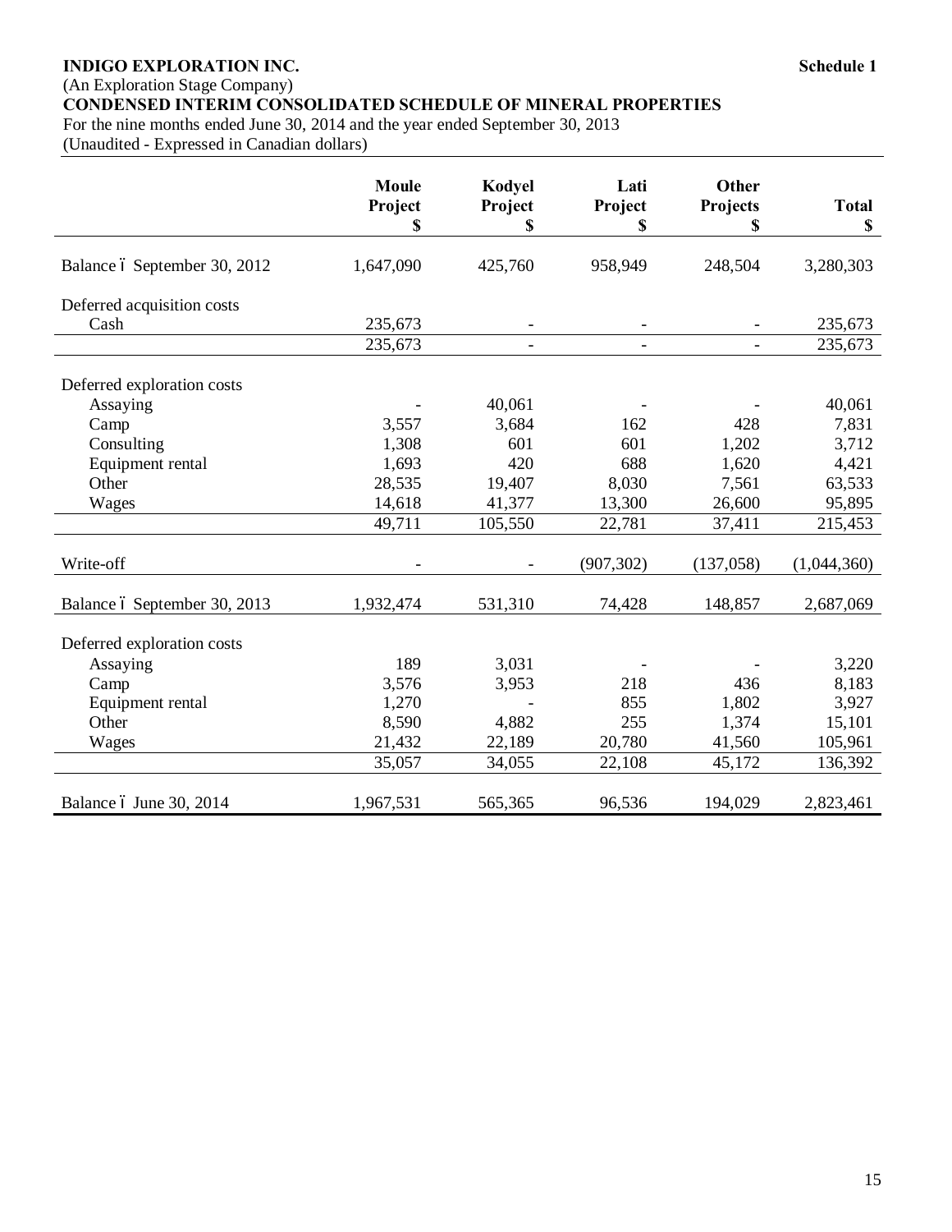**INDIGO EXPLORATION INC.** **Schedule 1**

(An Exploration Stage Company)

**CONDENSED INTERIM CONSOLIDATED SCHEDULE OF MINERAL PROPERTIES**

For the nine months ended June 30, 2014 and the year ended September 30, 2013

(Unaudited - Expressed in Canadian dollars)

| | Moule Project $ | Kodyel Project $ | Lati Project $ | Other Projects $ | Total $ |
|---|---|---|---|---|---|
| Balance – September 30, 2012 | 1,647,090 | 425,760 | 958,949 | 248,504 | 3,280,303 |
| Deferred acquisition costs | | | | | |
| Cash | 235,673 | - | - | - | 235,673 |
| | 235,673 | - | - | - | 235,673 |
| Deferred exploration costs | | | | | |
| Assaying | - | 40,061 | - | - | 40,061 |
| Camp | 3,557 | 3,684 | 162 | 428 | 7,831 |
| Consulting | 1,308 | 601 | 601 | 1,202 | 3,712 |
| Equipment rental | 1,693 | 420 | 688 | 1,620 | 4,421 |
| Other | 28,535 | 19,407 | 8,030 | 7,561 | 63,533 |
| Wages | 14,618 | 41,377 | 13,300 | 26,600 | 95,895 |
| | 49,711 | 105,550 | 22,781 | 37,411 | 215,453 |
| Write-off | - | - | (907,302) | (137,058) | (1,044,360) |
| Balance – September 30, 2013 | 1,932,474 | 531,310 | 74,428 | 148,857 | 2,687,069 |
| Deferred exploration costs | | | | | |
| Assaying | 189 | 3,031 | - | - | 3,220 |
| Camp | 3,576 | 3,953 | 218 | 436 | 8,183 |
| Equipment rental | 1,270 | - | 855 | 1,802 | 3,927 |
| Other | 8,590 | 4,882 | 255 | 1,374 | 15,101 |
| Wages | 21,432 | 22,189 | 20,780 | 41,560 | 105,961 |
| | 35,057 | 34,055 | 22,108 | 45,172 | 136,392 |
| Balance – June 30, 2014 | 1,967,531 | 565,365 | 96,536 | 194,029 | 2,823,461 |